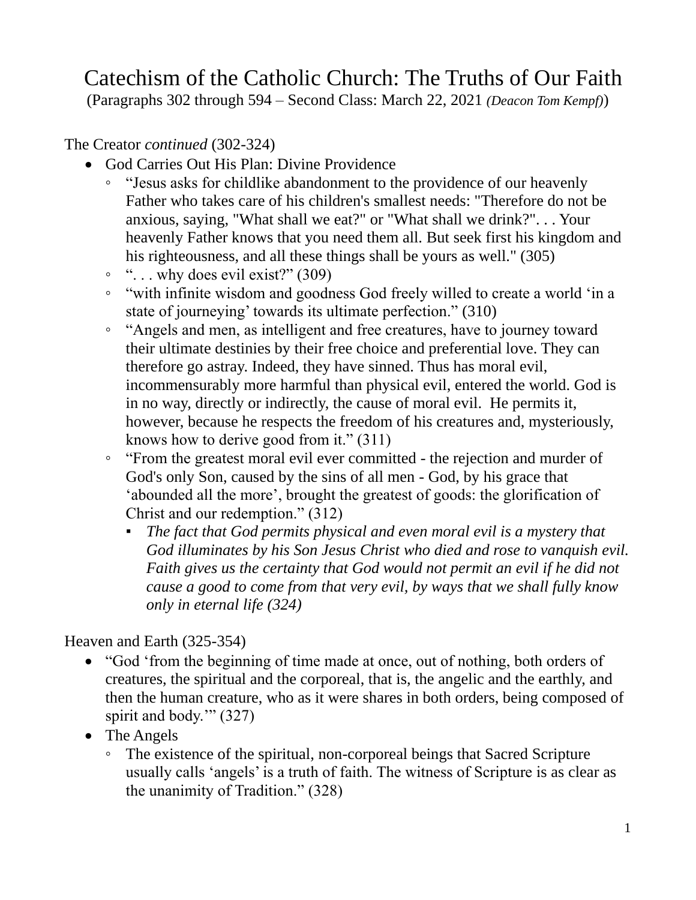# Catechism of the Catholic Church: The Truths of Our Faith

(Paragraphs 302 through 594 – Second Class: March 22, 2021 *(Deacon Tom Kempf)*)

The Creator *continued* (302-324)

- God Carries Out His Plan: Divine Providence
  - "Jesus asks for childlike abandonment to the providence of our heavenly Father who takes care of his children's smallest needs: "Therefore do not be anxious, saying, "What shall we eat?" or "What shall we drink?". . . Your heavenly Father knows that you need them all. But seek first his kingdom and his righteousness, and all these things shall be yours as well." (305)
  - ". . . why does evil exist?" (309)
  - "with infinite wisdom and goodness God freely willed to create a world 'in a state of journeying' towards its ultimate perfection." (310)
  - "Angels and men, as intelligent and free creatures, have to journey toward their ultimate destinies by their free choice and preferential love. They can therefore go astray. Indeed, they have sinned. Thus has moral evil, incommensurably more harmful than physical evil, entered the world. God is in no way, directly or indirectly, the cause of moral evil. He permits it, however, because he respects the freedom of his creatures and, mysteriously, knows how to derive good from it." (311)
  - "From the greatest moral evil ever committed - the rejection and murder of God's only Son, caused by the sins of all men - God, by his grace that 'abounded all the more', brought the greatest of goods: the glorification of Christ and our redemption." (312)
    - *The fact that God permits physical and even moral evil is a mystery that God illuminates by his Son Jesus Christ who died and rose to vanquish evil. Faith gives us the certainty that God would not permit an evil if he did not cause a good to come from that very evil, by ways that we shall fully know only in eternal life (324)*

Heaven and Earth (325-354)

- "God 'from the beginning of time made at once, out of nothing, both orders of creatures, the spiritual and the corporeal, that is, the angelic and the earthly, and then the human creature, who as it were shares in both orders, being composed of spirit and body.'" (327)
- The Angels
  - The existence of the spiritual, non-corporeal beings that Sacred Scripture usually calls 'angels' is a truth of faith. The witness of Scripture is as clear as the unanimity of Tradition." (328)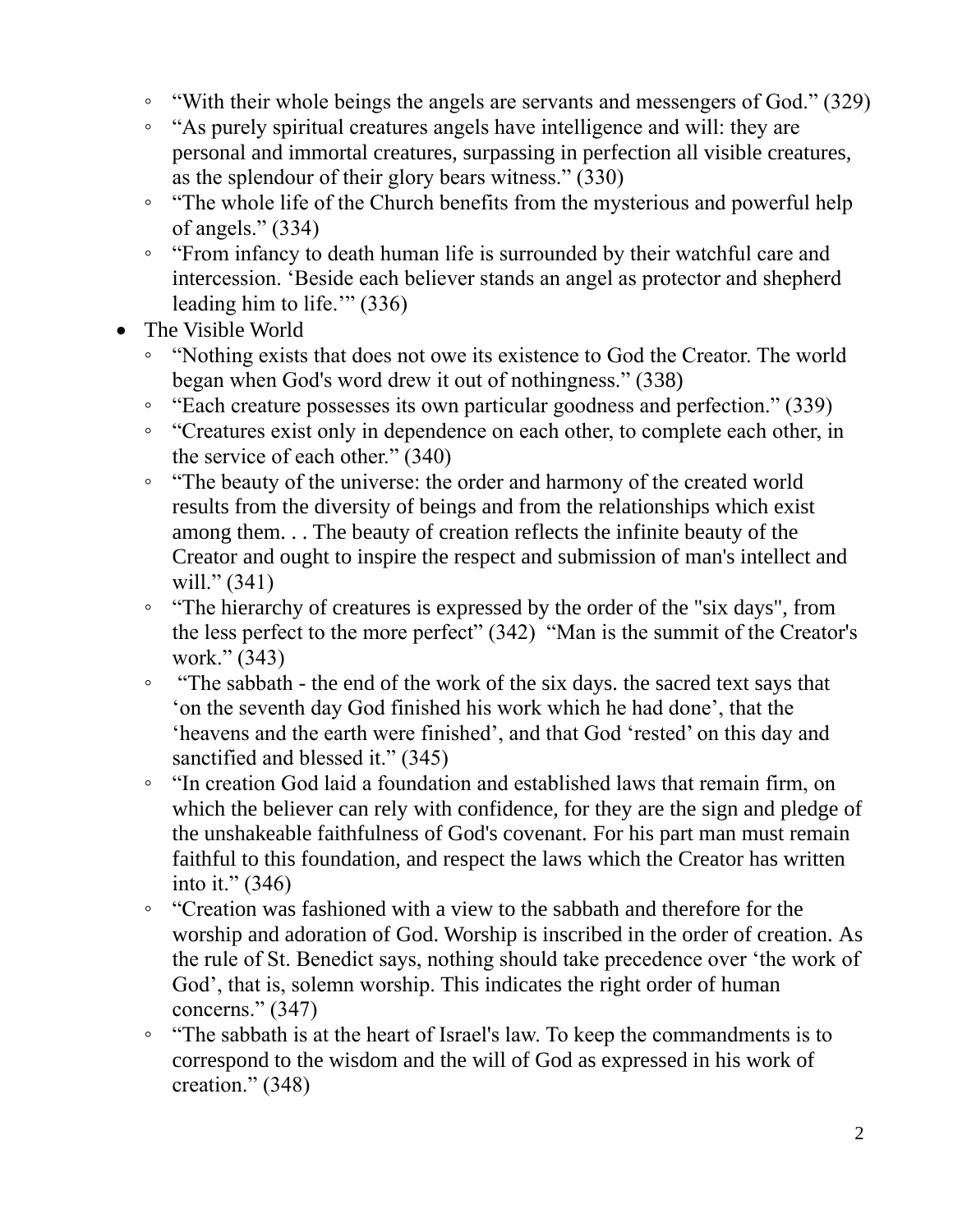- "With their whole beings the angels are servants and messengers of God." (329)
  - "As purely spiritual creatures angels have intelligence and will: they are personal and immortal creatures, surpassing in perfection all visible creatures, as the splendour of their glory bears witness." (330)
  - "The whole life of the Church benefits from the mysterious and powerful help of angels." (334)
  - "From infancy to death human life is surrounded by their watchful care and intercession. 'Beside each believer stands an angel as protector and shepherd leading him to life.'" (336)
- The Visible World
  - "Nothing exists that does not owe its existence to God the Creator. The world began when God's word drew it out of nothingness." (338)
  - "Each creature possesses its own particular goodness and perfection." (339)
  - "Creatures exist only in dependence on each other, to complete each other, in the service of each other." (340)
  - "The beauty of the universe: the order and harmony of the created world results from the diversity of beings and from the relationships which exist among them. . . The beauty of creation reflects the infinite beauty of the Creator and ought to inspire the respect and submission of man's intellect and will." (341)
  - "The hierarchy of creatures is expressed by the order of the "six days", from the less perfect to the more perfect" (342) "Man is the summit of the Creator's work." (343)
  - "The sabbath - the end of the work of the six days. the sacred text says that 'on the seventh day God finished his work which he had done', that the 'heavens and the earth were finished', and that God 'rested' on this day and sanctified and blessed it." (345)
  - "In creation God laid a foundation and established laws that remain firm, on which the believer can rely with confidence, for they are the sign and pledge of the unshakeable faithfulness of God's covenant. For his part man must remain faithful to this foundation, and respect the laws which the Creator has written into it." (346)
  - "Creation was fashioned with a view to the sabbath and therefore for the worship and adoration of God. Worship is inscribed in the order of creation. As the rule of St. Benedict says, nothing should take precedence over 'the work of God', that is, solemn worship. This indicates the right order of human concerns." (347)
  - "The sabbath is at the heart of Israel's law. To keep the commandments is to correspond to the wisdom and the will of God as expressed in his work of creation." (348)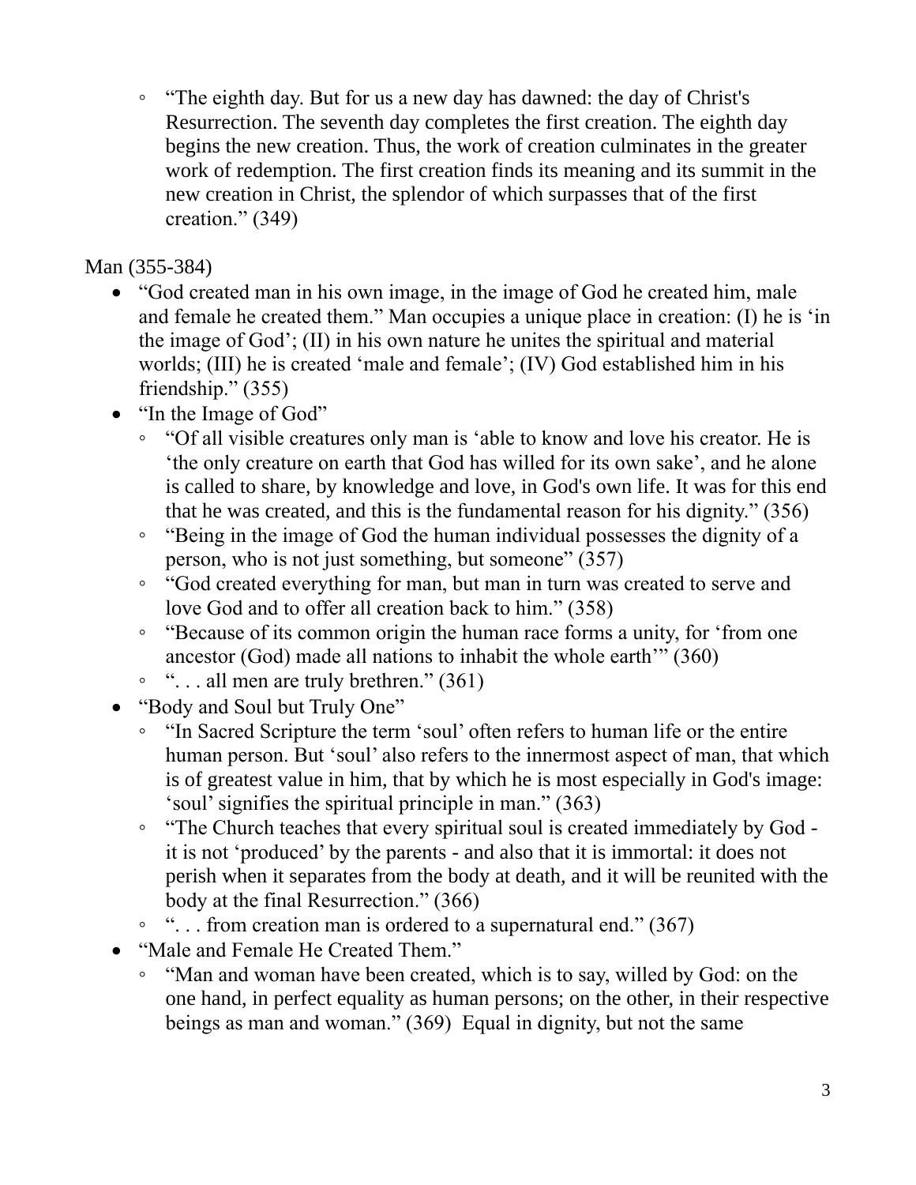- "The eighth day. But for us a new day has dawned: the day of Christ's Resurrection. The seventh day completes the first creation. The eighth day begins the new creation. Thus, the work of creation culminates in the greater work of redemption. The first creation finds its meaning and its summit in the new creation in Christ, the splendor of which surpasses that of the first creation." (349)

Man (355-384)

- "God created man in his own image, in the image of God he created him, male and female he created them." Man occupies a unique place in creation: (I) he is 'in the image of God'; (II) in his own nature he unites the spiritual and material worlds; (III) he is created 'male and female'; (IV) God established him in his friendship." (355)
- "In the Image of God"
  - "Of all visible creatures only man is 'able to know and love his creator. He is 'the only creature on earth that God has willed for its own sake', and he alone is called to share, by knowledge and love, in God's own life. It was for this end that he was created, and this is the fundamental reason for his dignity." (356)
  - "Being in the image of God the human individual possesses the dignity of a person, who is not just something, but someone" (357)
  - "God created everything for man, but man in turn was created to serve and love God and to offer all creation back to him." (358)
  - "Because of its common origin the human race forms a unity, for 'from one ancestor (God) made all nations to inhabit the whole earth'" (360)
  - ". . . all men are truly brethren." (361)
- "Body and Soul but Truly One"
  - "In Sacred Scripture the term 'soul' often refers to human life or the entire human person. But 'soul' also refers to the innermost aspect of man, that which is of greatest value in him, that by which he is most especially in God's image: 'soul' signifies the spiritual principle in man." (363)
  - "The Church teaches that every spiritual soul is created immediately by God - it is not 'produced' by the parents - and also that it is immortal: it does not perish when it separates from the body at death, and it will be reunited with the body at the final Resurrection." (366)
  - ". . . from creation man is ordered to a supernatural end." (367)
- "Male and Female He Created Them."
  - "Man and woman have been created, which is to say, willed by God: on the one hand, in perfect equality as human persons; on the other, in their respective beings as man and woman." (369) Equal in dignity, but not the same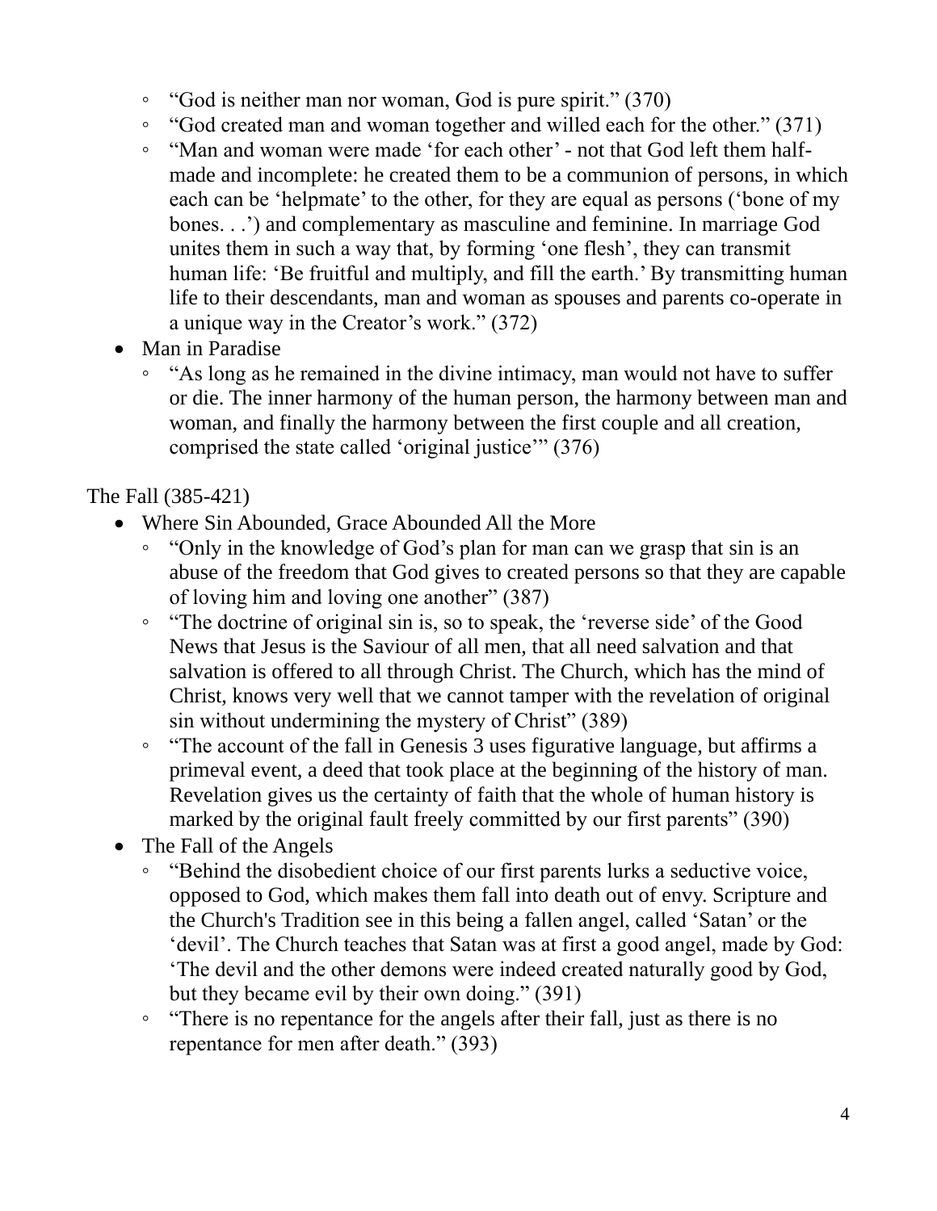- "God is neither man nor woman, God is pure spirit." (370)
  - "God created man and woman together and willed each for the other." (371)
  - "Man and woman were made 'for each other' - not that God left them half-made and incomplete: he created them to be a communion of persons, in which each can be 'helpmate' to the other, for they are equal as persons ('bone of my bones. . .') and complementary as masculine and feminine. In marriage God unites them in such a way that, by forming 'one flesh', they can transmit human life: 'Be fruitful and multiply, and fill the earth.' By transmitting human life to their descendants, man and woman as spouses and parents co-operate in a unique way in the Creator's work." (372)
- Man in Paradise
  - "As long as he remained in the divine intimacy, man would not have to suffer or die. The inner harmony of the human person, the harmony between man and woman, and finally the harmony between the first couple and all creation, comprised the state called 'original justice'" (376)

The Fall (385-421)

- Where Sin Abounded, Grace Abounded All the More
  - "Only in the knowledge of God's plan for man can we grasp that sin is an abuse of the freedom that God gives to created persons so that they are capable of loving him and loving one another" (387)
  - "The doctrine of original sin is, so to speak, the 'reverse side' of the Good News that Jesus is the Saviour of all men, that all need salvation and that salvation is offered to all through Christ. The Church, which has the mind of Christ, knows very well that we cannot tamper with the revelation of original sin without undermining the mystery of Christ" (389)
  - "The account of the fall in Genesis 3 uses figurative language, but affirms a primeval event, a deed that took place at the beginning of the history of man. Revelation gives us the certainty of faith that the whole of human history is marked by the original fault freely committed by our first parents" (390)
- The Fall of the Angels
  - "Behind the disobedient choice of our first parents lurks a seductive voice, opposed to God, which makes them fall into death out of envy. Scripture and the Church's Tradition see in this being a fallen angel, called 'Satan' or the 'devil'. The Church teaches that Satan was at first a good angel, made by God: 'The devil and the other demons were indeed created naturally good by God, but they became evil by their own doing." (391)
  - "There is no repentance for the angels after their fall, just as there is no repentance for men after death." (393)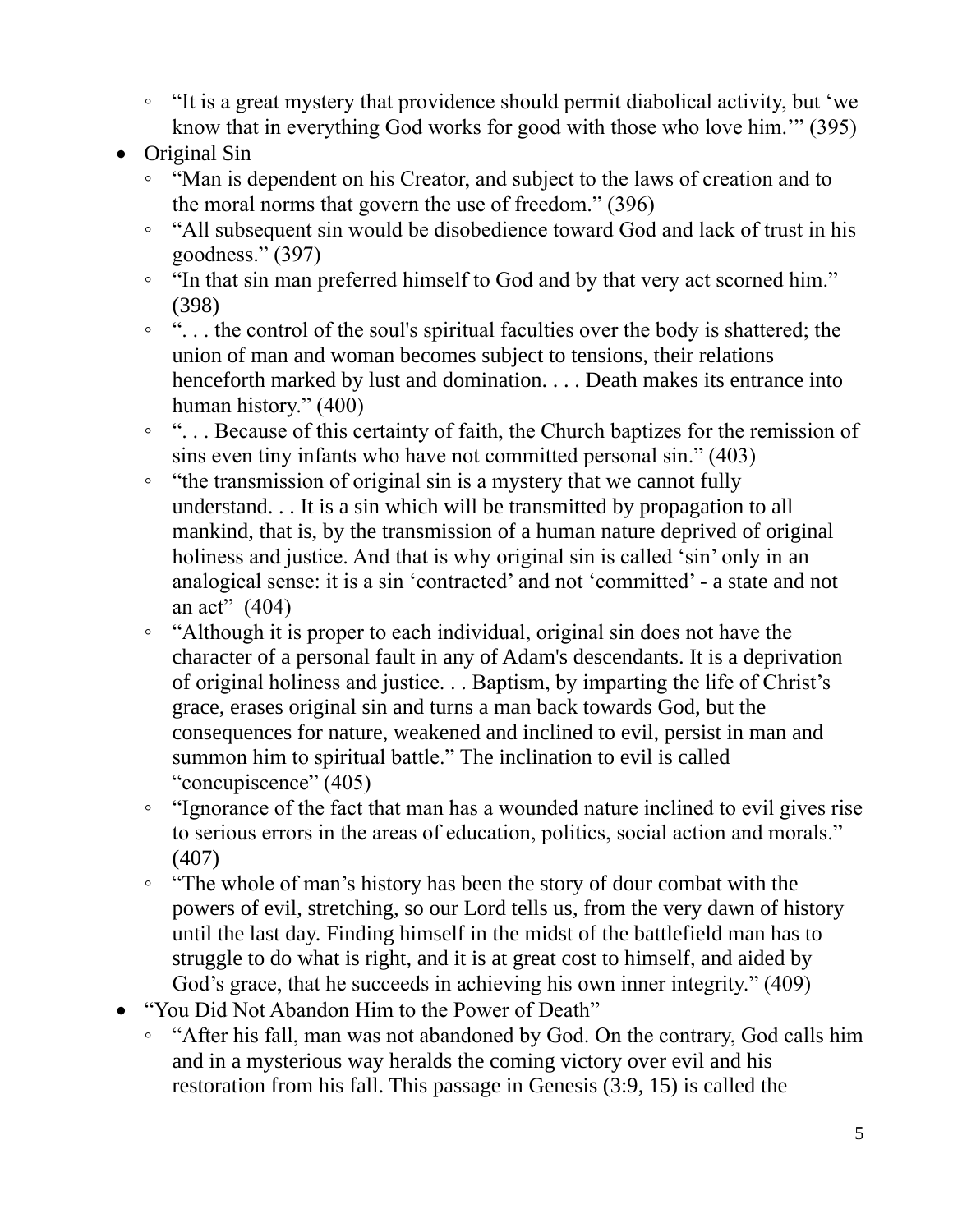- "It is a great mystery that providence should permit diabolical activity, but 'we know that in everything God works for good with those who love him.'" (395)
- Original Sin
    - "Man is dependent on his Creator, and subject to the laws of creation and to the moral norms that govern the use of freedom." (396)
    - "All subsequent sin would be disobedience toward God and lack of trust in his goodness." (397)
    - "In that sin man preferred himself to God and by that very act scorned him." (398)
    - ". . . the control of the soul's spiritual faculties over the body is shattered; the union of man and woman becomes subject to tensions, their relations henceforth marked by lust and domination. . . . Death makes its entrance into human history." (400)
    - ". . . Because of this certainty of faith, the Church baptizes for the remission of sins even tiny infants who have not committed personal sin." (403)
    - "the transmission of original sin is a mystery that we cannot fully understand. . . It is a sin which will be transmitted by propagation to all mankind, that is, by the transmission of a human nature deprived of original holiness and justice. And that is why original sin is called 'sin' only in an analogical sense: it is a sin 'contracted' and not 'committed' - a state and not an act" (404)
    - "Although it is proper to each individual, original sin does not have the character of a personal fault in any of Adam's descendants. It is a deprivation of original holiness and justice. . . Baptism, by imparting the life of Christ's grace, erases original sin and turns a man back towards God, but the consequences for nature, weakened and inclined to evil, persist in man and summon him to spiritual battle." The inclination to evil is called "concupiscence" (405)
    - "Ignorance of the fact that man has a wounded nature inclined to evil gives rise to serious errors in the areas of education, politics, social action and morals." (407)
    - "The whole of man's history has been the story of dour combat with the powers of evil, stretching, so our Lord tells us, from the very dawn of history until the last day. Finding himself in the midst of the battlefield man has to struggle to do what is right, and it is at great cost to himself, and aided by God's grace, that he succeeds in achieving his own inner integrity." (409)
- "You Did Not Abandon Him to the Power of Death"
    - "After his fall, man was not abandoned by God. On the contrary, God calls him and in a mysterious way heralds the coming victory over evil and his restoration from his fall. This passage in Genesis (3:9, 15) is called the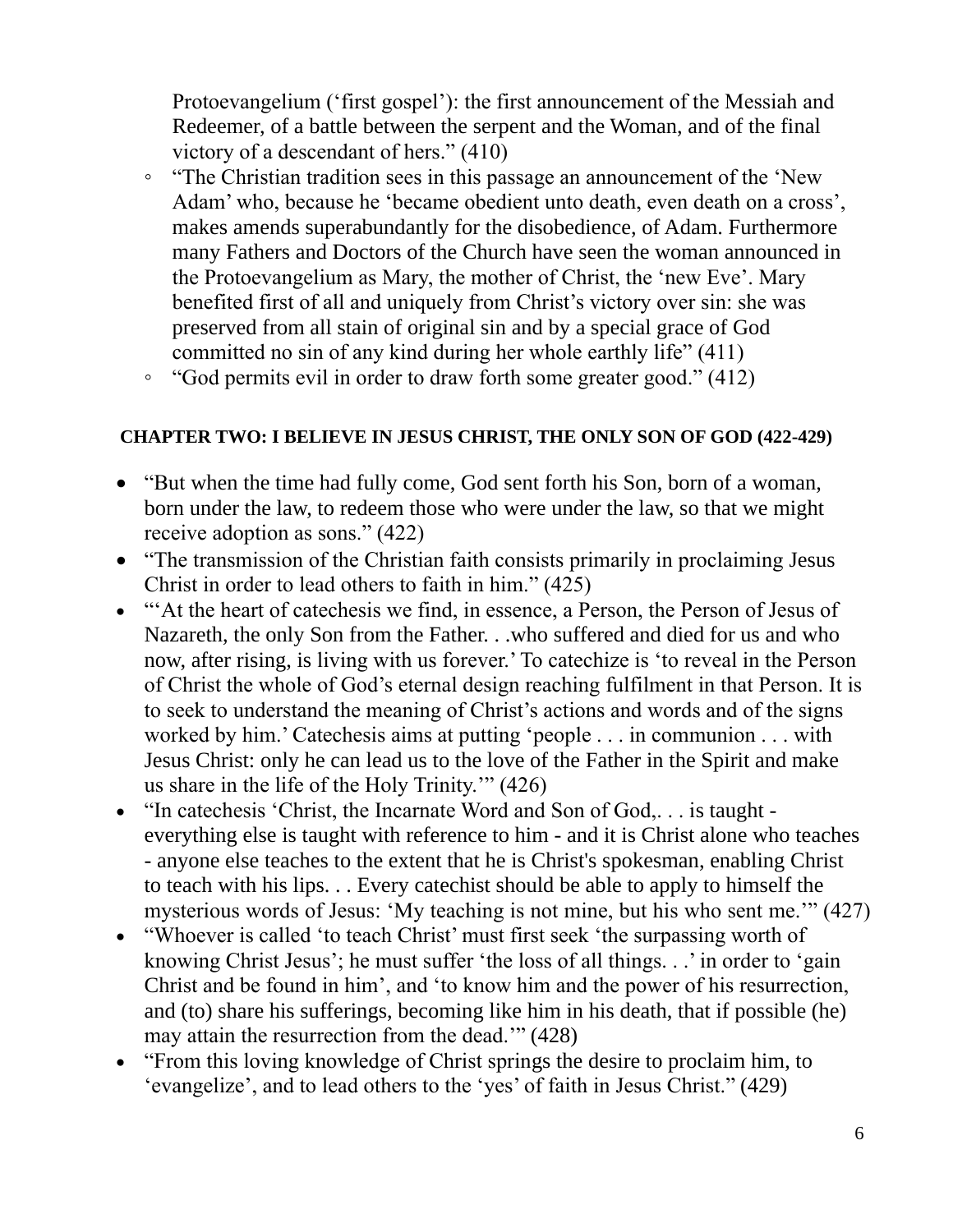Protoevangelium (‘first gospel’): the first announcement of the Messiah and Redeemer, of a battle between the serpent and the Woman, and of the final victory of a descendant of hers.” (410)

  - “The Christian tradition sees in this passage an announcement of the ‘New Adam’ who, because he ‘became obedient unto death, even death on a cross’, makes amends superabundantly for the disobedience, of Adam. Furthermore many Fathers and Doctors of the Church have seen the woman announced in the Protoevangelium as Mary, the mother of Christ, the ‘new Eve’. Mary benefited first of all and uniquely from Christ’s victory over sin: she was preserved from all stain of original sin and by a special grace of God committed no sin of any kind during her whole earthly life” (411)
  - “God permits evil in order to draw forth some greater good.” (412)

**CHAPTER TWO: I BELIEVE IN JESUS CHRIST, THE ONLY SON OF GOD (422-429)**

- “But when the time had fully come, God sent forth his Son, born of a woman, born under the law, to redeem those who were under the law, so that we might receive adoption as sons.” (422)
- “The transmission of the Christian faith consists primarily in proclaiming Jesus Christ in order to lead others to faith in him.” (425)
- “‘At the heart of catechesis we find, in essence, a Person, the Person of Jesus of Nazareth, the only Son from the Father. . .who suffered and died for us and who now, after rising, is living with us forever.’ To catechize is ‘to reveal in the Person of Christ the whole of God’s eternal design reaching fulfilment in that Person. It is to seek to understand the meaning of Christ’s actions and words and of the signs worked by him.’ Catechesis aims at putting ‘people . . . in communion . . . with Jesus Christ: only he can lead us to the love of the Father in the Spirit and make us share in the life of the Holy Trinity.’” (426)
- “In catechesis ‘Christ, the Incarnate Word and Son of God,. . . is taught - everything else is taught with reference to him - and it is Christ alone who teaches - anyone else teaches to the extent that he is Christ's spokesman, enabling Christ to teach with his lips. . . Every catechist should be able to apply to himself the mysterious words of Jesus: ‘My teaching is not mine, but his who sent me.’” (427)
- “Whoever is called ‘to teach Christ’ must first seek ‘the surpassing worth of knowing Christ Jesus’; he must suffer ‘the loss of all things. . .’ in order to ‘gain Christ and be found in him’, and ‘to know him and the power of his resurrection, and (to) share his sufferings, becoming like him in his death, that if possible (he) may attain the resurrection from the dead.’” (428)
- “From this loving knowledge of Christ springs the desire to proclaim him, to ‘evangelize’, and to lead others to the ‘yes’ of faith in Jesus Christ.” (429)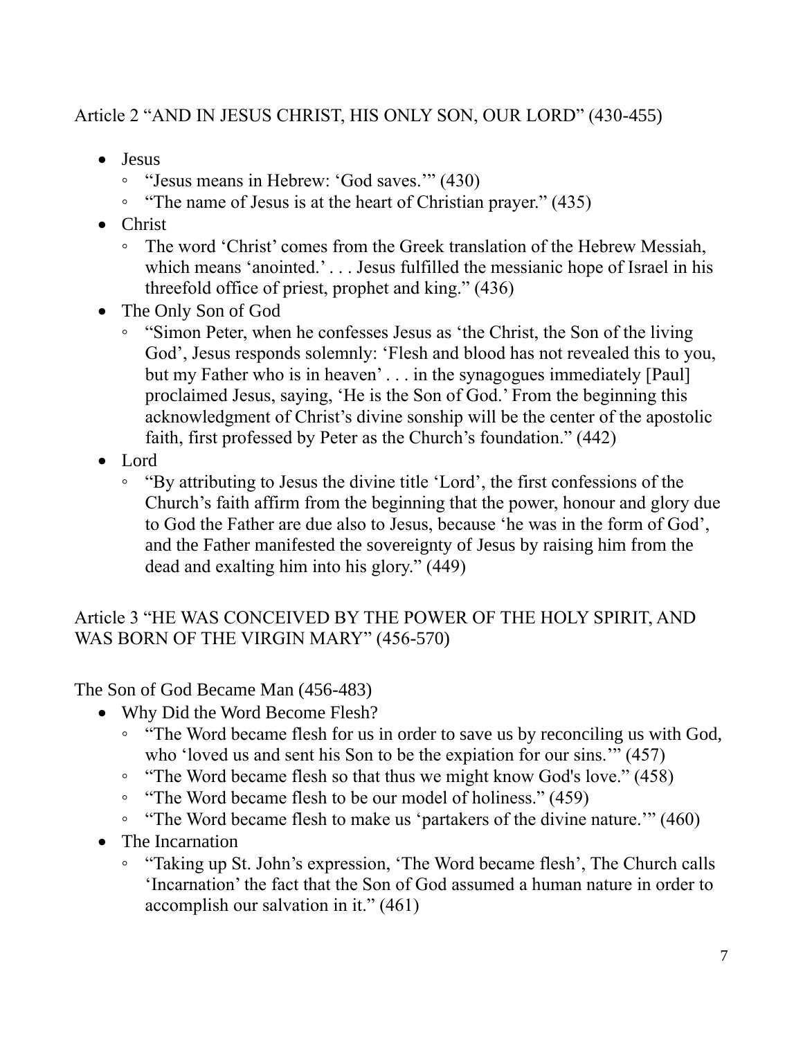Article 2 "AND IN JESUS CHRIST, HIS ONLY SON, OUR LORD" (430-455)

- Jesus
  - "Jesus means in Hebrew: 'God saves.'" (430)
  - "The name of Jesus is at the heart of Christian prayer." (435)
- Christ
  - The word 'Christ' comes from the Greek translation of the Hebrew Messiah, which means 'anointed.' . . . Jesus fulfilled the messianic hope of Israel in his threefold office of priest, prophet and king." (436)
- The Only Son of God
  - "Simon Peter, when he confesses Jesus as 'the Christ, the Son of the living God', Jesus responds solemnly: 'Flesh and blood has not revealed this to you, but my Father who is in heaven' . . . in the synagogues immediately [Paul] proclaimed Jesus, saying, 'He is the Son of God.' From the beginning this acknowledgment of Christ's divine sonship will be the center of the apostolic faith, first professed by Peter as the Church's foundation." (442)
- Lord
  - "By attributing to Jesus the divine title 'Lord', the first confessions of the Church's faith affirm from the beginning that the power, honour and glory due to God the Father are due also to Jesus, because 'he was in the form of God', and the Father manifested the sovereignty of Jesus by raising him from the dead and exalting him into his glory." (449)

Article 3 "HE WAS CONCEIVED BY THE POWER OF THE HOLY SPIRIT, AND WAS BORN OF THE VIRGIN MARY" (456-570)

The Son of God Became Man (456-483)

- Why Did the Word Become Flesh?
  - "The Word became flesh for us in order to save us by reconciling us with God, who 'loved us and sent his Son to be the expiation for our sins.'" (457)
  - "The Word became flesh so that thus we might know God's love." (458)
  - "The Word became flesh to be our model of holiness." (459)
  - "The Word became flesh to make us 'partakers of the divine nature.'" (460)
- The Incarnation
  - "Taking up St. John's expression, 'The Word became flesh', The Church calls 'Incarnation' the fact that the Son of God assumed a human nature in order to accomplish our salvation in it." (461)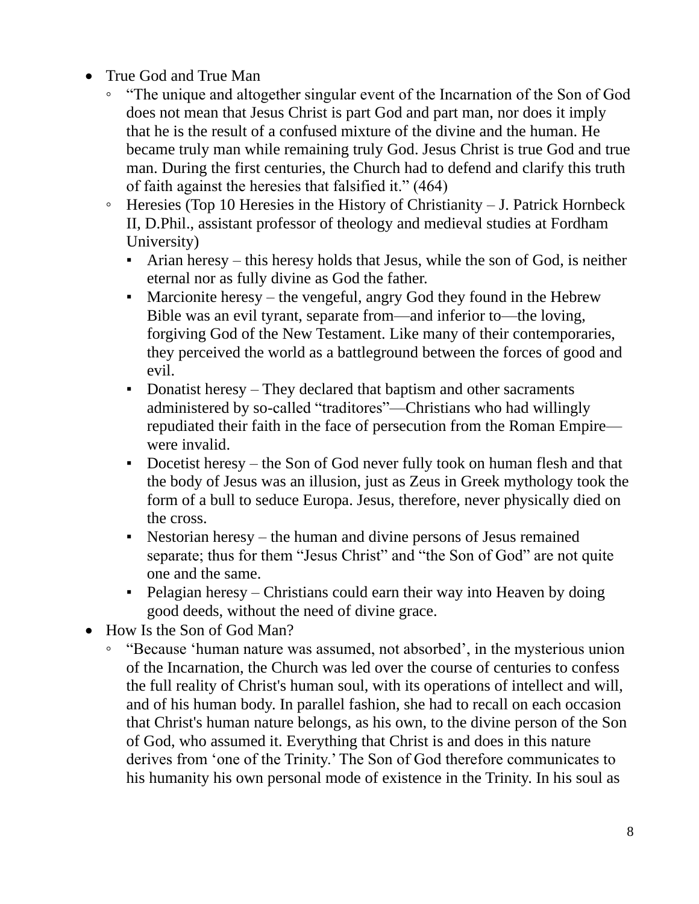- True God and True Man
  - "The unique and altogether singular event of the Incarnation of the Son of God does not mean that Jesus Christ is part God and part man, nor does it imply that he is the result of a confused mixture of the divine and the human. He became truly man while remaining truly God. Jesus Christ is true God and true man. During the first centuries, the Church had to defend and clarify this truth of faith against the heresies that falsified it." (464)
  - Heresies (Top 10 Heresies in the History of Christianity – J. Patrick Hornbeck II, D.Phil., assistant professor of theology and medieval studies at Fordham University)
    - Arian heresy – this heresy holds that Jesus, while the son of God, is neither eternal nor as fully divine as God the father.
    - Marcionite heresy – the vengeful, angry God they found in the Hebrew Bible was an evil tyrant, separate from—and inferior to—the loving, forgiving God of the New Testament. Like many of their contemporaries, they perceived the world as a battleground between the forces of good and evil.
    - Donatist heresy – They declared that baptism and other sacraments administered by so-called "traditores"—Christians who had willingly repudiated their faith in the face of persecution from the Roman Empire—were invalid.
    - Docetist heresy – the Son of God never fully took on human flesh and that the body of Jesus was an illusion, just as Zeus in Greek mythology took the form of a bull to seduce Europa. Jesus, therefore, never physically died on the cross.
    - Nestorian heresy – the human and divine persons of Jesus remained separate; thus for them "Jesus Christ" and "the Son of God" are not quite one and the same.
    - Pelagian heresy – Christians could earn their way into Heaven by doing good deeds, without the need of divine grace.
- How Is the Son of God Man?
  - "Because 'human nature was assumed, not absorbed', in the mysterious union of the Incarnation, the Church was led over the course of centuries to confess the full reality of Christ's human soul, with its operations of intellect and will, and of his human body. In parallel fashion, she had to recall on each occasion that Christ's human nature belongs, as his own, to the divine person of the Son of God, who assumed it. Everything that Christ is and does in this nature derives from 'one of the Trinity.' The Son of God therefore communicates to his humanity his own personal mode of existence in the Trinity. In his soul as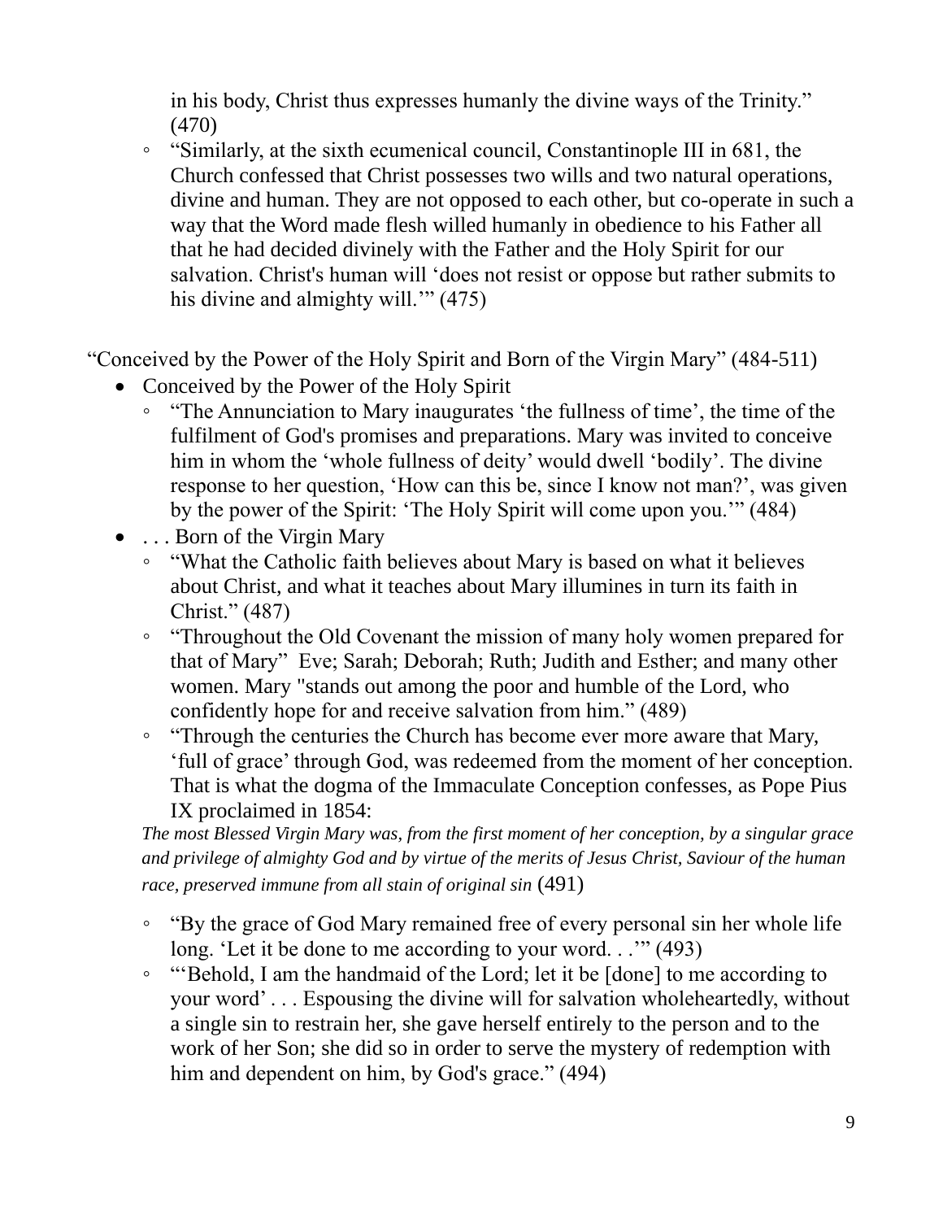in his body, Christ thus expresses humanly the divine ways of the Trinity." (470)

  - "Similarly, at the sixth ecumenical council, Constantinople III in 681, the Church confessed that Christ possesses two wills and two natural operations, divine and human. They are not opposed to each other, but co-operate in such a way that the Word made flesh willed humanly in obedience to his Father all that he had decided divinely with the Father and the Holy Spirit for our salvation. Christ's human will 'does not resist or oppose but rather submits to his divine and almighty will.'" (475)

"Conceived by the Power of the Holy Spirit and Born of the Virgin Mary" (484-511)

- Conceived by the Power of the Holy Spirit
  - "The Annunciation to Mary inaugurates 'the fullness of time', the time of the fulfilment of God's promises and preparations. Mary was invited to conceive him in whom the 'whole fullness of deity' would dwell 'bodily'. The divine response to her question, 'How can this be, since I know not man?', was given by the power of the Spirit: 'The Holy Spirit will come upon you.'" (484)
- . . . Born of the Virgin Mary
  - "What the Catholic faith believes about Mary is based on what it believes about Christ, and what it teaches about Mary illumines in turn its faith in Christ." (487)
  - "Throughout the Old Covenant the mission of many holy women prepared for that of Mary" Eve; Sarah; Deborah; Ruth; Judith and Esther; and many other women. Mary "stands out among the poor and humble of the Lord, who confidently hope for and receive salvation from him." (489)
  - "Through the centuries the Church has become ever more aware that Mary, 'full of grace' through God, was redeemed from the moment of her conception. That is what the dogma of the Immaculate Conception confesses, as Pope Pius IX proclaimed in 1854:

    *The most Blessed Virgin Mary was, from the first moment of her conception, by a singular grace and privilege of almighty God and by virtue of the merits of Jesus Christ, Saviour of the human race, preserved immune from all stain of original sin* (491)

  - "By the grace of God Mary remained free of every personal sin her whole life long. 'Let it be done to me according to your word. . .'" (493)
  - "'Behold, I am the handmaid of the Lord; let it be [done] to me according to your word' . . . Espousing the divine will for salvation wholeheartedly, without a single sin to restrain her, she gave herself entirely to the person and to the work of her Son; she did so in order to serve the mystery of redemption with him and dependent on him, by God's grace." (494)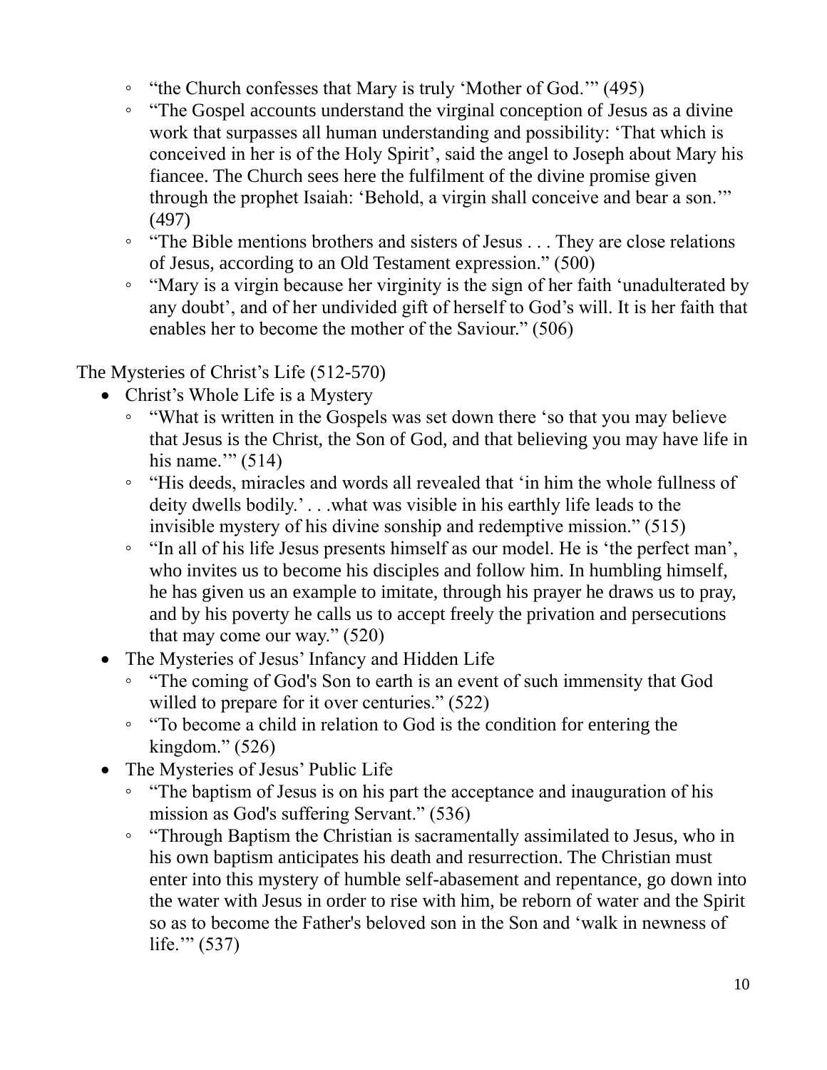- “the Church confesses that Mary is truly ‘Mother of God.’” (495)
  - “The Gospel accounts understand the virginal conception of Jesus as a divine work that surpasses all human understanding and possibility: ‘That which is conceived in her is of the Holy Spirit’, said the angel to Joseph about Mary his fiancee. The Church sees here the fulfilment of the divine promise given through the prophet Isaiah: ‘Behold, a virgin shall conceive and bear a son.’” (497)
  - “The Bible mentions brothers and sisters of Jesus . . . They are close relations of Jesus, according to an Old Testament expression.” (500)
  - “Mary is a virgin because her virginity is the sign of her faith ‘unadulterated by any doubt’, and of her undivided gift of herself to God’s will. It is her faith that enables her to become the mother of the Saviour.” (506)

The Mysteries of Christ’s Life (512-570)

- Christ’s Whole Life is a Mystery
  - “What is written in the Gospels was set down there ‘so that you may believe that Jesus is the Christ, the Son of God, and that believing you may have life in his name.’” (514)
  - “His deeds, miracles and words all revealed that ‘in him the whole fullness of deity dwells bodily.’ . . .what was visible in his earthly life leads to the invisible mystery of his divine sonship and redemptive mission.” (515)
  - “In all of his life Jesus presents himself as our model. He is ‘the perfect man’, who invites us to become his disciples and follow him. In humbling himself, he has given us an example to imitate, through his prayer he draws us to pray, and by his poverty he calls us to accept freely the privation and persecutions that may come our way.” (520)
- The Mysteries of Jesus’ Infancy and Hidden Life
  - “The coming of God's Son to earth is an event of such immensity that God willed to prepare for it over centuries.” (522)
  - “To become a child in relation to God is the condition for entering the kingdom.” (526)
- The Mysteries of Jesus’ Public Life
  - “The baptism of Jesus is on his part the acceptance and inauguration of his mission as God's suffering Servant.” (536)
  - “Through Baptism the Christian is sacramentally assimilated to Jesus, who in his own baptism anticipates his death and resurrection. The Christian must enter into this mystery of humble self-abasement and repentance, go down into the water with Jesus in order to rise with him, be reborn of water and the Spirit so as to become the Father's beloved son in the Son and ‘walk in newness of life.’” (537)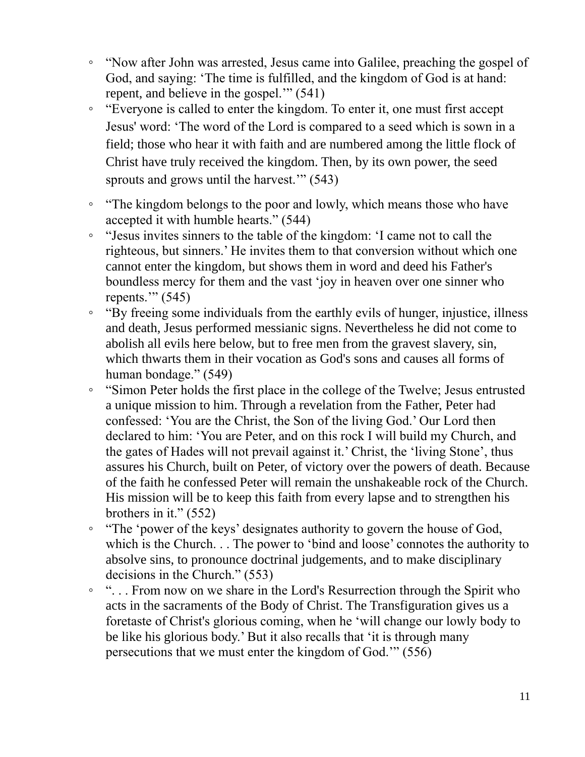- “Now after John was arrested, Jesus came into Galilee, preaching the gospel of God, and saying: ‘The time is fulfilled, and the kingdom of God is at hand: repent, and believe in the gospel.’” (541)
- “Everyone is called to enter the kingdom. To enter it, one must first accept Jesus' word: ‘The word of the Lord is compared to a seed which is sown in a field; those who hear it with faith and are numbered among the little flock of Christ have truly received the kingdom. Then, by its own power, the seed sprouts and grows until the harvest.’” (543)
- “The kingdom belongs to the poor and lowly, which means those who have accepted it with humble hearts.” (544)
- “Jesus invites sinners to the table of the kingdom: ‘I came not to call the righteous, but sinners.’ He invites them to that conversion without which one cannot enter the kingdom, but shows them in word and deed his Father's boundless mercy for them and the vast ‘joy in heaven over one sinner who repents.’” (545)
- “By freeing some individuals from the earthly evils of hunger, injustice, illness and death, Jesus performed messianic signs. Nevertheless he did not come to abolish all evils here below, but to free men from the gravest slavery, sin, which thwarts them in their vocation as God's sons and causes all forms of human bondage.” (549)
- “Simon Peter holds the first place in the college of the Twelve; Jesus entrusted a unique mission to him. Through a revelation from the Father, Peter had confessed: ‘You are the Christ, the Son of the living God.’ Our Lord then declared to him: ‘You are Peter, and on this rock I will build my Church, and the gates of Hades will not prevail against it.’ Christ, the ‘living Stone’, thus assures his Church, built on Peter, of victory over the powers of death. Because of the faith he confessed Peter will remain the unshakeable rock of the Church. His mission will be to keep this faith from every lapse and to strengthen his brothers in it.” (552)
- “The ‘power of the keys’ designates authority to govern the house of God, which is the Church. . . The power to ‘bind and loose’ connotes the authority to absolve sins, to pronounce doctrinal judgements, and to make disciplinary decisions in the Church.” (553)
- “. . . From now on we share in the Lord's Resurrection through the Spirit who acts in the sacraments of the Body of Christ. The Transfiguration gives us a foretaste of Christ's glorious coming, when he ‘will change our lowly body to be like his glorious body.’ But it also recalls that ‘it is through many persecutions that we must enter the kingdom of God.’” (556)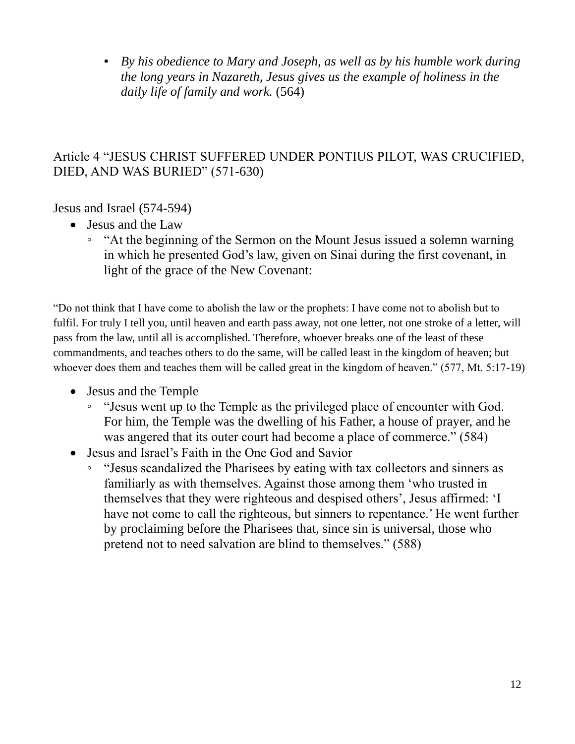- *By his obedience to Mary and Joseph, as well as by his humble work during the long years in Nazareth, Jesus gives us the example of holiness in the daily life of family and work.* (564)

Article 4 "JESUS CHRIST SUFFERED UNDER PONTIUS PILOT, WAS CRUCIFIED, DIED, AND WAS BURIED" (571-630)

Jesus and Israel (574-594)

- Jesus and the Law
  - "At the beginning of the Sermon on the Mount Jesus issued a solemn warning in which he presented God's law, given on Sinai during the first covenant, in light of the grace of the New Covenant:

"Do not think that I have come to abolish the law or the prophets: I have come not to abolish but to fulfil. For truly I tell you, until heaven and earth pass away, not one letter, not one stroke of a letter, will pass from the law, until all is accomplished. Therefore, whoever breaks one of the least of these commandments, and teaches others to do the same, will be called least in the kingdom of heaven; but whoever does them and teaches them will be called great in the kingdom of heaven." (577, Mt. 5:17-19)

- Jesus and the Temple
  - "Jesus went up to the Temple as the privileged place of encounter with God. For him, the Temple was the dwelling of his Father, a house of prayer, and he was angered that its outer court had become a place of commerce." (584)
- Jesus and Israel's Faith in the One God and Savior
  - "Jesus scandalized the Pharisees by eating with tax collectors and sinners as familiarly as with themselves. Against those among them 'who trusted in themselves that they were righteous and despised others', Jesus affirmed: 'I have not come to call the righteous, but sinners to repentance.' He went further by proclaiming before the Pharisees that, since sin is universal, those who pretend not to need salvation are blind to themselves." (588)